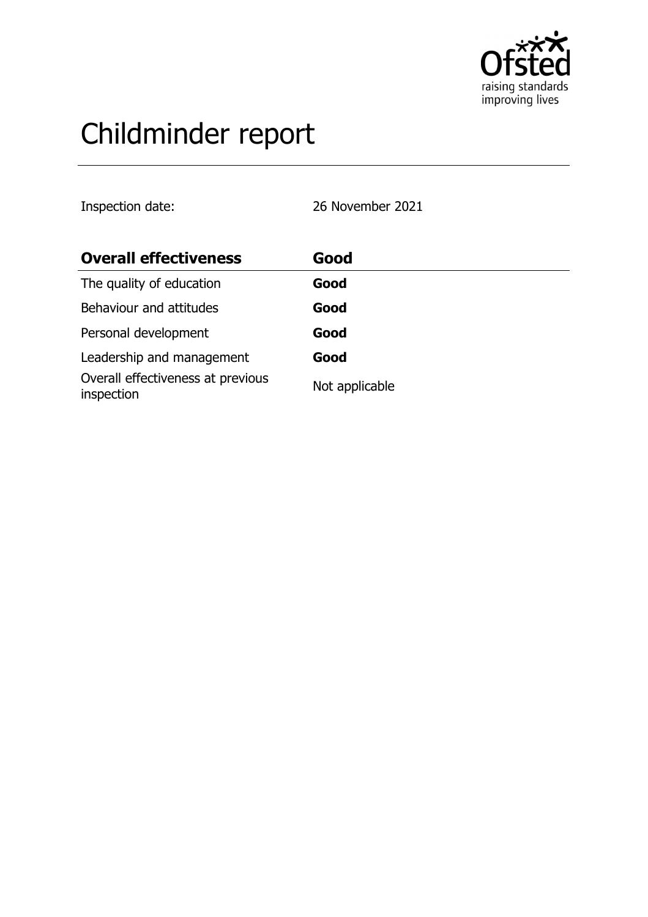# Childminder report

Inspection date: 26 November 2021

| **Overall effectiveness** | **Good** |
|---|---|
| The quality of education | **Good** |
| Behaviour and attitudes | **Good** |
| Personal development | **Good** |
| Leadership and management | **Good** |
| Overall effectiveness at previous inspection | Not applicable |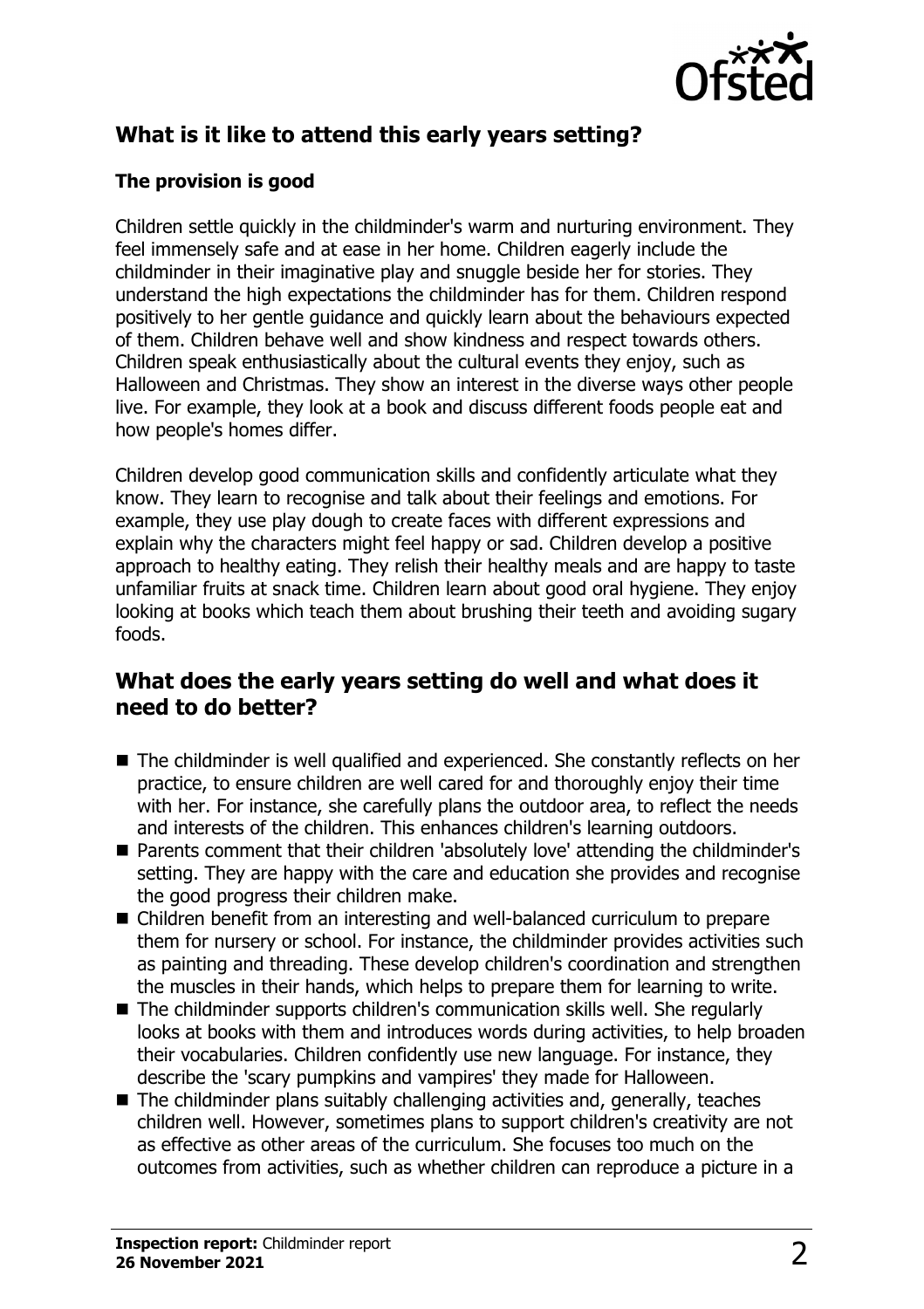## What is it like to attend this early years setting?

### The provision is good

Children settle quickly in the childminder's warm and nurturing environment. They feel immensely safe and at ease in her home. Children eagerly include the childminder in their imaginative play and snuggle beside her for stories. They understand the high expectations the childminder has for them. Children respond positively to her gentle guidance and quickly learn about the behaviours expected of them. Children behave well and show kindness and respect towards others. Children speak enthusiastically about the cultural events they enjoy, such as Halloween and Christmas. They show an interest in the diverse ways other people live. For example, they look at a book and discuss different foods people eat and how people's homes differ.

Children develop good communication skills and confidently articulate what they know. They learn to recognise and talk about their feelings and emotions. For example, they use play dough to create faces with different expressions and explain why the characters might feel happy or sad. Children develop a positive approach to healthy eating. They relish their healthy meals and are happy to taste unfamiliar fruits at snack time. Children learn about good oral hygiene. They enjoy looking at books which teach them about brushing their teeth and avoiding sugary foods.

## What does the early years setting do well and what does it need to do better?

- The childminder is well qualified and experienced. She constantly reflects on her practice, to ensure children are well cared for and thoroughly enjoy their time with her. For instance, she carefully plans the outdoor area, to reflect the needs and interests of the children. This enhances children's learning outdoors.
- Parents comment that their children 'absolutely love' attending the childminder's setting. They are happy with the care and education she provides and recognise the good progress their children make.
- Children benefit from an interesting and well-balanced curriculum to prepare them for nursery or school. For instance, the childminder provides activities such as painting and threading. These develop children's coordination and strengthen the muscles in their hands, which helps to prepare them for learning to write.
- The childminder supports children's communication skills well. She regularly looks at books with them and introduces words during activities, to help broaden their vocabularies. Children confidently use new language. For instance, they describe the 'scary pumpkins and vampires' they made for Halloween.
- The childminder plans suitably challenging activities and, generally, teaches children well. However, sometimes plans to support children's creativity are not as effective as other areas of the curriculum. She focuses too much on the outcomes from activities, such as whether children can reproduce a picture in a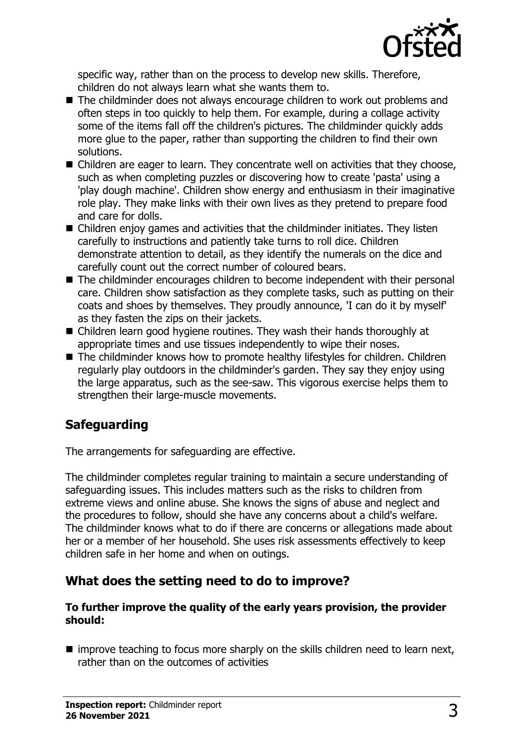specific way, rather than on the process to develop new skills. Therefore, children do not always learn what she wants them to.

- The childminder does not always encourage children to work out problems and often steps in too quickly to help them. For example, during a collage activity some of the items fall off the children's pictures. The childminder quickly adds more glue to the paper, rather than supporting the children to find their own solutions.
- Children are eager to learn. They concentrate well on activities that they choose, such as when completing puzzles or discovering how to create 'pasta' using a 'play dough machine'. Children show energy and enthusiasm in their imaginative role play. They make links with their own lives as they pretend to prepare food and care for dolls.
- Children enjoy games and activities that the childminder initiates. They listen carefully to instructions and patiently take turns to roll dice. Children demonstrate attention to detail, as they identify the numerals on the dice and carefully count out the correct number of coloured bears.
- The childminder encourages children to become independent with their personal care. Children show satisfaction as they complete tasks, such as putting on their coats and shoes by themselves. They proudly announce, 'I can do it by myself' as they fasten the zips on their jackets.
- Children learn good hygiene routines. They wash their hands thoroughly at appropriate times and use tissues independently to wipe their noses.
- The childminder knows how to promote healthy lifestyles for children. Children regularly play outdoors in the childminder's garden. They say they enjoy using the large apparatus, such as the see-saw. This vigorous exercise helps them to strengthen their large-muscle movements.

## Safeguarding

The arrangements for safeguarding are effective.

The childminder completes regular training to maintain a secure understanding of safeguarding issues. This includes matters such as the risks to children from extreme views and online abuse. She knows the signs of abuse and neglect and the procedures to follow, should she have any concerns about a child's welfare. The childminder knows what to do if there are concerns or allegations made about her or a member of her household. She uses risk assessments effectively to keep children safe in her home and when on outings.

## What does the setting need to do to improve?

**To further improve the quality of the early years provision, the provider should:**

- improve teaching to focus more sharply on the skills children need to learn next, rather than on the outcomes of activities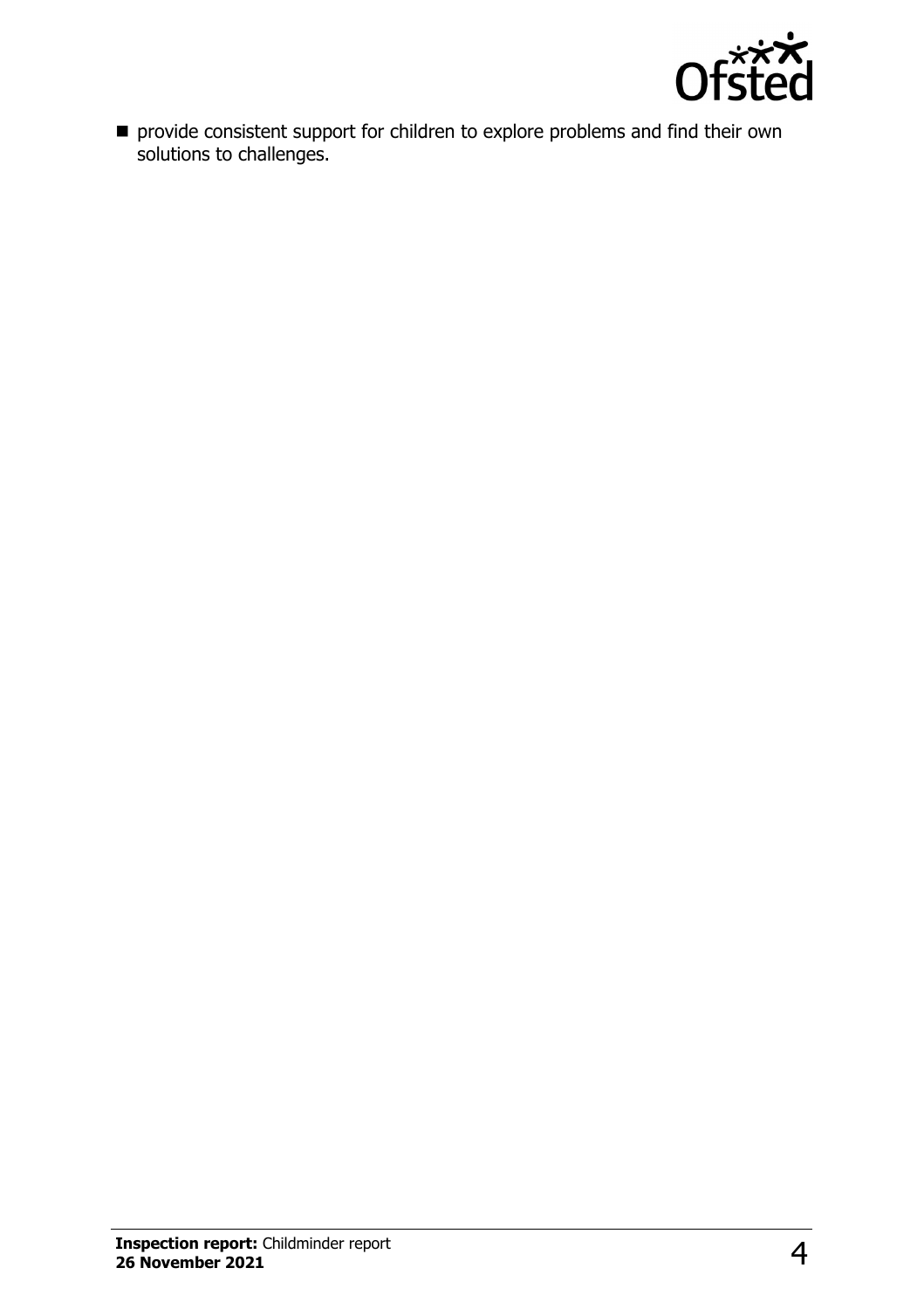- provide consistent support for children to explore problems and find their own solutions to challenges.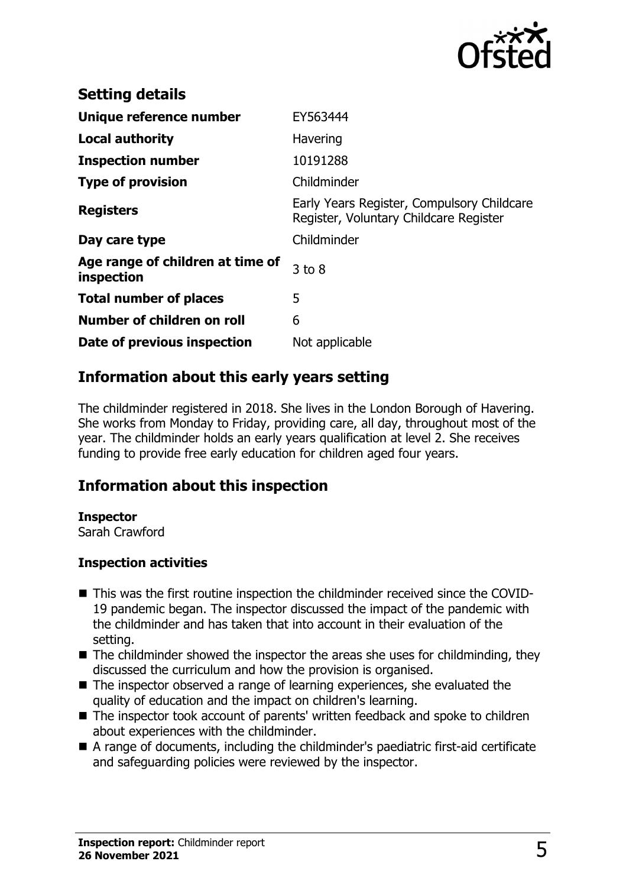## Setting details

| | |
|---|---|
| **Unique reference number** | EY563444 |
| **Local authority** | Havering |
| **Inspection number** | 10191288 |
| **Type of provision** | Childminder |
| **Registers** | Early Years Register, Compulsory Childcare Register, Voluntary Childcare Register |
| **Day care type** | Childminder |
| **Age range of children at time of inspection** | 3 to 8 |
| **Total number of places** | 5 |
| **Number of children on roll** | 6 |
| **Date of previous inspection** | Not applicable |

## Information about this early years setting

The childminder registered in 2018. She lives in the London Borough of Havering. She works from Monday to Friday, providing care, all day, throughout most of the year. The childminder holds an early years qualification at level 2. She receives funding to provide free early education for children aged four years.

## Information about this inspection

**Inspector**
Sarah Crawford

**Inspection activities**

- This was the first routine inspection the childminder received since the COVID-19 pandemic began. The inspector discussed the impact of the pandemic with the childminder and has taken that into account in their evaluation of the setting.
- The childminder showed the inspector the areas she uses for childminding, they discussed the curriculum and how the provision is organised.
- The inspector observed a range of learning experiences, she evaluated the quality of education and the impact on children's learning.
- The inspector took account of parents' written feedback and spoke to children about experiences with the childminder.
- A range of documents, including the childminder's paediatric first-aid certificate and safeguarding policies were reviewed by the inspector.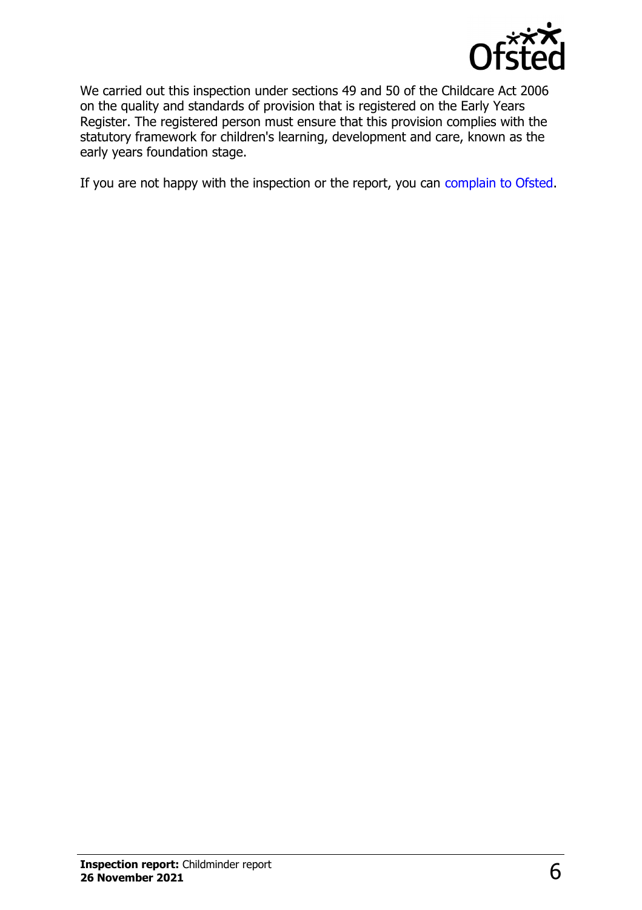We carried out this inspection under sections 49 and 50 of the Childcare Act 2006 on the quality and standards of provision that is registered on the Early Years Register. The registered person must ensure that this provision complies with the statutory framework for children's learning, development and care, known as the early years foundation stage.

If you are not happy with the inspection or the report, you can complain to Ofsted.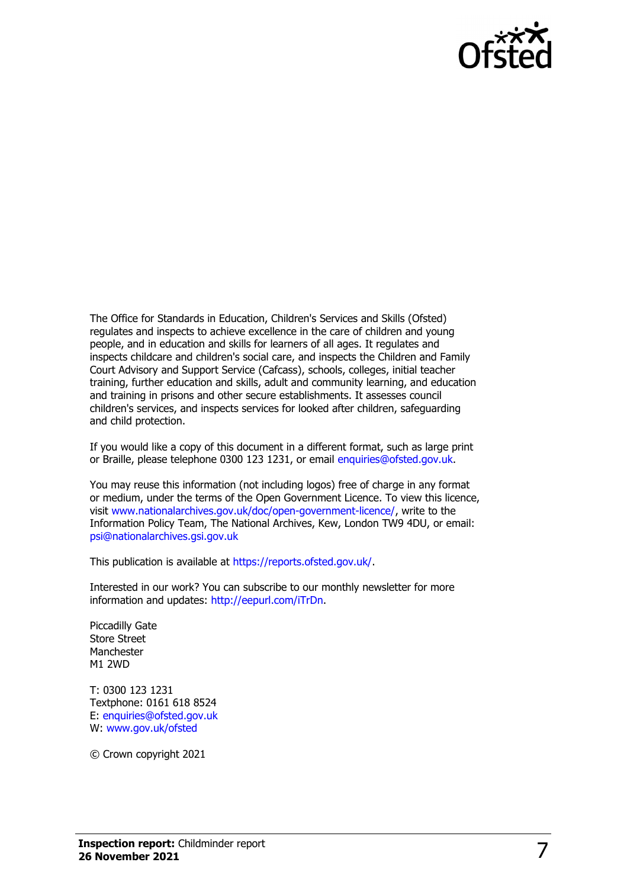The Office for Standards in Education, Children's Services and Skills (Ofsted) regulates and inspects to achieve excellence in the care of children and young people, and in education and skills for learners of all ages. It regulates and inspects childcare and children's social care, and inspects the Children and Family Court Advisory and Support Service (Cafcass), schools, colleges, initial teacher training, further education and skills, adult and community learning, and education and training in prisons and other secure establishments. It assesses council children's services, and inspects services for looked after children, safeguarding and child protection.

If you would like a copy of this document in a different format, such as large print or Braille, please telephone 0300 123 1231, or email enquiries@ofsted.gov.uk.

You may reuse this information (not including logos) free of charge in any format or medium, under the terms of the Open Government Licence. To view this licence, visit www.nationalarchives.gov.uk/doc/open-government-licence/, write to the Information Policy Team, The National Archives, Kew, London TW9 4DU, or email: psi@nationalarchives.gsi.gov.uk

This publication is available at https://reports.ofsted.gov.uk/.

Interested in our work? You can subscribe to our monthly newsletter for more information and updates: http://eepurl.com/iTrDn.

Piccadilly Gate
Store Street
Manchester
M1 2WD

T: 0300 123 1231
Textphone: 0161 618 8524
E: enquiries@ofsted.gov.uk
W: www.gov.uk/ofsted

© Crown copyright 2021